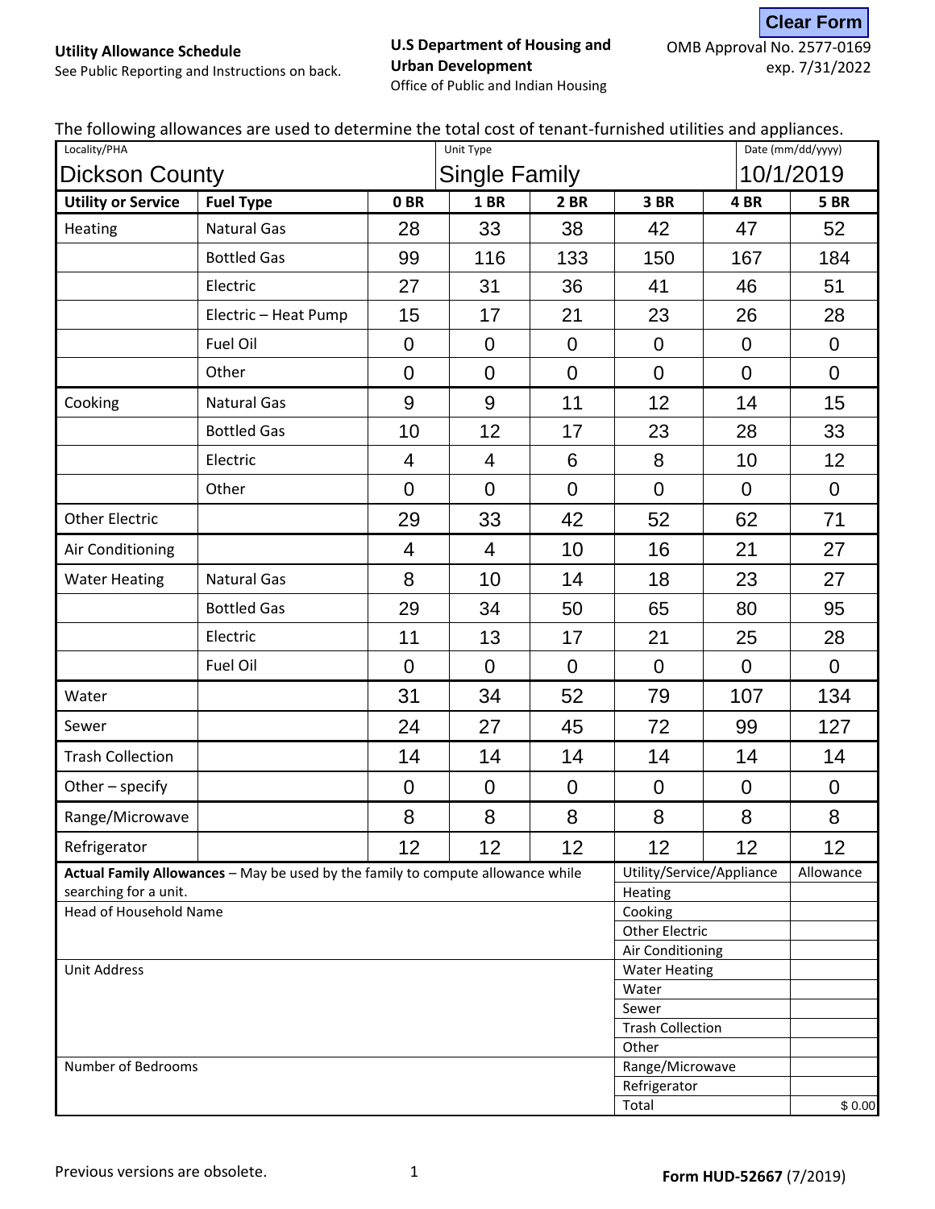Clear Form

**Utility Allowance Schedule**
See Public Reporting and Instructions on back.

**U.S Department of Housing and Urban Development**
Office of Public and Indian Housing

OMB Approval No. 2577-0169
exp. 7/31/2022

The following allowances are used to determine the total cost of tenant-furnished utilities and appliances.

| Locality/PHA | | Unit Type | | | | Date (mm/dd/yyyy) | |
|---|---|---|---|---|---|---|---|
| Dickson County | | Single Family | | | | 10/1/2019 | |
| **Utility or Service** | **Fuel Type** | **0 BR** | **1 BR** | **2 BR** | **3 BR** | **4 BR** | **5 BR** |
| Heating | Natural Gas | 28 | 33 | 38 | 42 | 47 | 52 |
| | Bottled Gas | 99 | 116 | 133 | 150 | 167 | 184 |
| | Electric | 27 | 31 | 36 | 41 | 46 | 51 |
| | Electric – Heat Pump | 15 | 17 | 21 | 23 | 26 | 28 |
| | Fuel Oil | 0 | 0 | 0 | 0 | 0 | 0 |
| | Other | 0 | 0 | 0 | 0 | 0 | 0 |
| Cooking | Natural Gas | 9 | 9 | 11 | 12 | 14 | 15 |
| | Bottled Gas | 10 | 12 | 17 | 23 | 28 | 33 |
| | Electric | 4 | 4 | 6 | 8 | 10 | 12 |
| | Other | 0 | 0 | 0 | 0 | 0 | 0 |
| Other Electric | | 29 | 33 | 42 | 52 | 62 | 71 |
| Air Conditioning | | 4 | 4 | 10 | 16 | 21 | 27 |
| Water Heating | Natural Gas | 8 | 10 | 14 | 18 | 23 | 27 |
| | Bottled Gas | 29 | 34 | 50 | 65 | 80 | 95 |
| | Electric | 11 | 13 | 17 | 21 | 25 | 28 |
| | Fuel Oil | 0 | 0 | 0 | 0 | 0 | 0 |
| Water | | 31 | 34 | 52 | 79 | 107 | 134 |
| Sewer | | 24 | 27 | 45 | 72 | 99 | 127 |
| Trash Collection | | 14 | 14 | 14 | 14 | 14 | 14 |
| Other – specify | | 0 | 0 | 0 | 0 | 0 | 0 |
| Range/Microwave | | 8 | 8 | 8 | 8 | 8 | 8 |
| Refrigerator | | 12 | 12 | 12 | 12 | 12 | 12 |

**Actual Family Allowances** – May be used by the family to compute allowance while searching for a unit.

Head of Household Name

Unit Address

Number of Bedrooms

| Utility/Service/Appliance | Allowance |
|---|---|
| Heating | |
| Cooking | |
| Other Electric | |
| Air Conditioning | |
| Water Heating | |
| Water | |
| Sewer | |
| Trash Collection | |
| Other | |
| Range/Microwave | |
| Refrigerator | |
| Total | $ 0.00 |

Previous versions are obsolete.

**Form HUD-52667** (7/2019)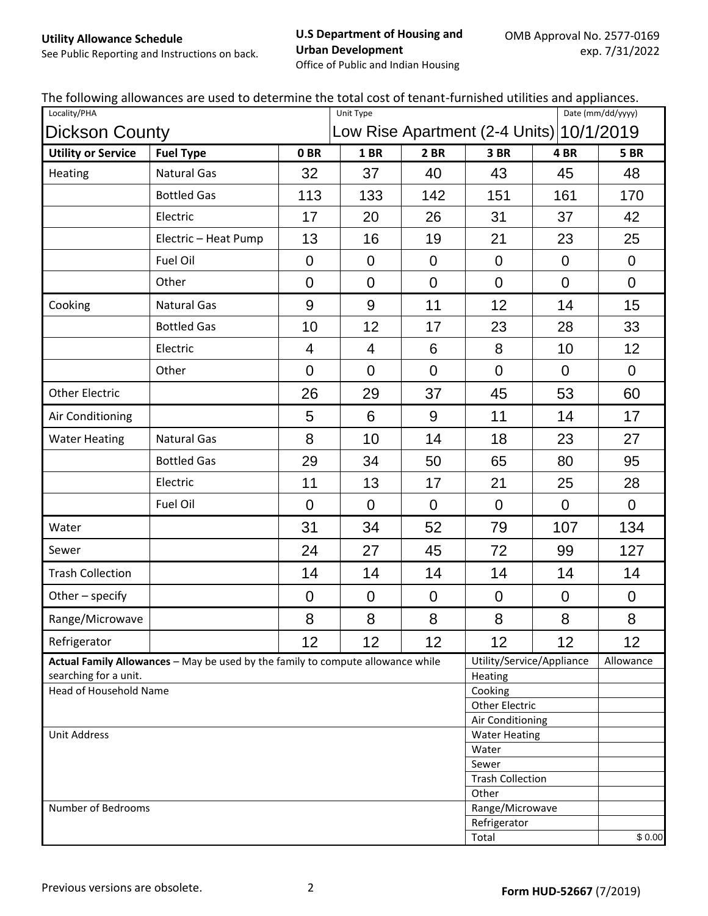**Utility Allowance Schedule**
See Public Reporting and Instructions on back.

**U.S Department of Housing and Urban Development**
Office of Public and Indian Housing

OMB Approval No. 2577-0169
exp. 7/31/2022

The following allowances are used to determine the total cost of tenant-furnished utilities and appliances.

| Locality/PHA | | Unit Type | | | | Date (mm/dd/yyyy) | |
|---|---|---|---|---|---|---|---|
| Dickson County | | Low Rise Apartment (2-4 Units) | | | | 10/1/2019 | |
| **Utility or Service** | **Fuel Type** | **0 BR** | **1 BR** | **2 BR** | **3 BR** | **4 BR** | **5 BR** |
| Heating | Natural Gas | 32 | 37 | 40 | 43 | 45 | 48 |
| | Bottled Gas | 113 | 133 | 142 | 151 | 161 | 170 |
| | Electric | 17 | 20 | 26 | 31 | 37 | 42 |
| | Electric – Heat Pump | 13 | 16 | 19 | 21 | 23 | 25 |
| | Fuel Oil | 0 | 0 | 0 | 0 | 0 | 0 |
| | Other | 0 | 0 | 0 | 0 | 0 | 0 |
| Cooking | Natural Gas | 9 | 9 | 11 | 12 | 14 | 15 |
| | Bottled Gas | 10 | 12 | 17 | 23 | 28 | 33 |
| | Electric | 4 | 4 | 6 | 8 | 10 | 12 |
| | Other | 0 | 0 | 0 | 0 | 0 | 0 |
| Other Electric | | 26 | 29 | 37 | 45 | 53 | 60 |
| Air Conditioning | | 5 | 6 | 9 | 11 | 14 | 17 |
| Water Heating | Natural Gas | 8 | 10 | 14 | 18 | 23 | 27 |
| | Bottled Gas | 29 | 34 | 50 | 65 | 80 | 95 |
| | Electric | 11 | 13 | 17 | 21 | 25 | 28 |
| | Fuel Oil | 0 | 0 | 0 | 0 | 0 | 0 |
| Water | | 31 | 34 | 52 | 79 | 107 | 134 |
| Sewer | | 24 | 27 | 45 | 72 | 99 | 127 |
| Trash Collection | | 14 | 14 | 14 | 14 | 14 | 14 |
| Other – specify | | 0 | 0 | 0 | 0 | 0 | 0 |
| Range/Microwave | | 8 | 8 | 8 | 8 | 8 | 8 |
| Refrigerator | | 12 | 12 | 12 | 12 | 12 | 12 |

**Actual Family Allowances** – May be used by the family to compute allowance while searching for a unit.

Head of Household Name

Unit Address

Number of Bedrooms

| Utility/Service/Appliance | Allowance |
|---|---|
| Heating | |
| Cooking | |
| Other Electric | |
| Air Conditioning | |
| Water Heating | |
| Water | |
| Sewer | |
| Trash Collection | |
| Other | |
| Range/Microwave | |
| Refrigerator | |
| Total | $ 0.00 |

Previous versions are obsolete.

**Form HUD-52667** (7/2019)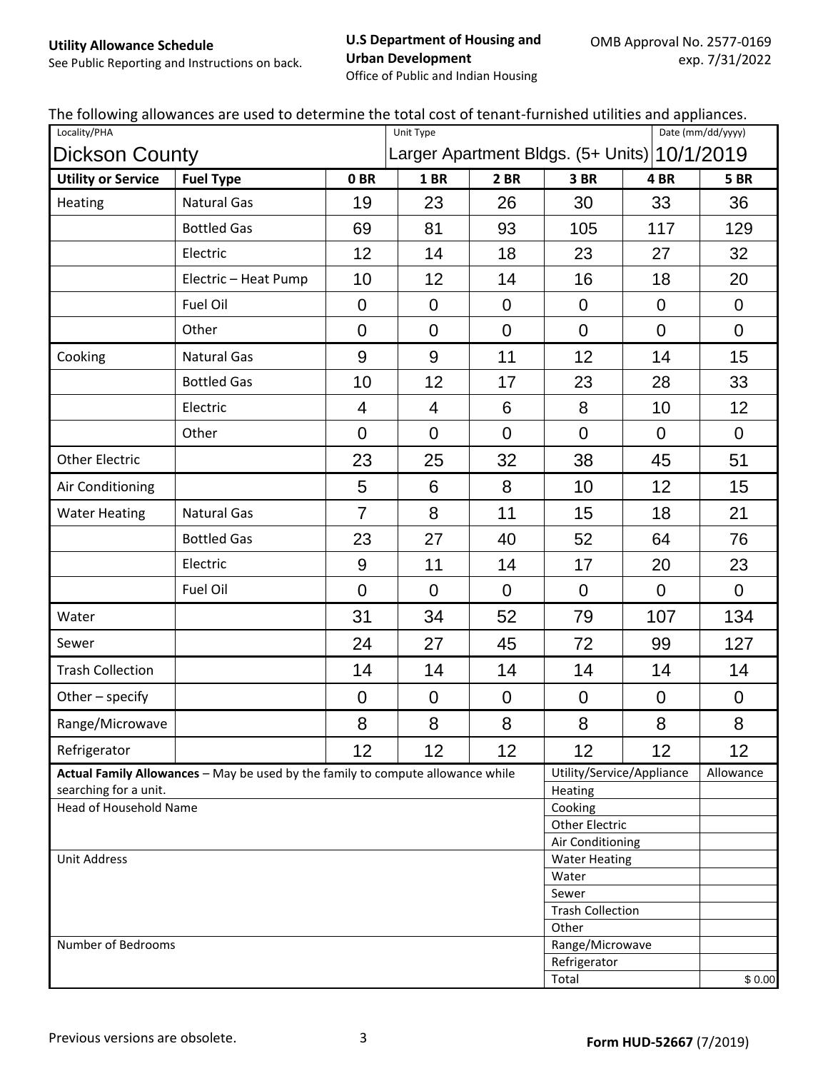**Utility Allowance Schedule**
See Public Reporting and Instructions on back.

**U.S Department of Housing and Urban Development**
Office of Public and Indian Housing

OMB Approval No. 2577-0169
exp. 7/31/2022

The following allowances are used to determine the total cost of tenant-furnished utilities and appliances.

| Locality/PHA | | Unit Type | | | | Date (mm/dd/yyyy) | |
|---|---|---|---|---|---|---|---|
| Dickson County | | Larger Apartment Bldgs. (5+ Units) | | | | 10/1/2019 | |
| **Utility or Service** | **Fuel Type** | **0 BR** | **1 BR** | **2 BR** | **3 BR** | **4 BR** | **5 BR** |
| Heating | Natural Gas | 19 | 23 | 26 | 30 | 33 | 36 |
| | Bottled Gas | 69 | 81 | 93 | 105 | 117 | 129 |
| | Electric | 12 | 14 | 18 | 23 | 27 | 32 |
| | Electric – Heat Pump | 10 | 12 | 14 | 16 | 18 | 20 |
| | Fuel Oil | 0 | 0 | 0 | 0 | 0 | 0 |
| | Other | 0 | 0 | 0 | 0 | 0 | 0 |
| Cooking | Natural Gas | 9 | 9 | 11 | 12 | 14 | 15 |
| | Bottled Gas | 10 | 12 | 17 | 23 | 28 | 33 |
| | Electric | 4 | 4 | 6 | 8 | 10 | 12 |
| | Other | 0 | 0 | 0 | 0 | 0 | 0 |
| Other Electric | | 23 | 25 | 32 | 38 | 45 | 51 |
| Air Conditioning | | 5 | 6 | 8 | 10 | 12 | 15 |
| Water Heating | Natural Gas | 7 | 8 | 11 | 15 | 18 | 21 |
| | Bottled Gas | 23 | 27 | 40 | 52 | 64 | 76 |
| | Electric | 9 | 11 | 14 | 17 | 20 | 23 |
| | Fuel Oil | 0 | 0 | 0 | 0 | 0 | 0 |
| Water | | 31 | 34 | 52 | 79 | 107 | 134 |
| Sewer | | 24 | 27 | 45 | 72 | 99 | 127 |
| Trash Collection | | 14 | 14 | 14 | 14 | 14 | 14 |
| Other – specify | | 0 | 0 | 0 | 0 | 0 | 0 |
| Range/Microwave | | 8 | 8 | 8 | 8 | 8 | 8 |
| Refrigerator | | 12 | 12 | 12 | 12 | 12 | 12 |

**Actual Family Allowances** – May be used by the family to compute allowance while searching for a unit.

Head of Household Name

Unit Address

Number of Bedrooms

| Utility/Service/Appliance | Allowance |
|---|---|
| Heating | |
| Cooking | |
| Other Electric | |
| Air Conditioning | |
| Water Heating | |
| Water | |
| Sewer | |
| Trash Collection | |
| Other | |
| Range/Microwave | |
| Refrigerator | |
| Total | $ 0.00 |

Previous versions are obsolete.

**Form HUD-52667** (7/2019)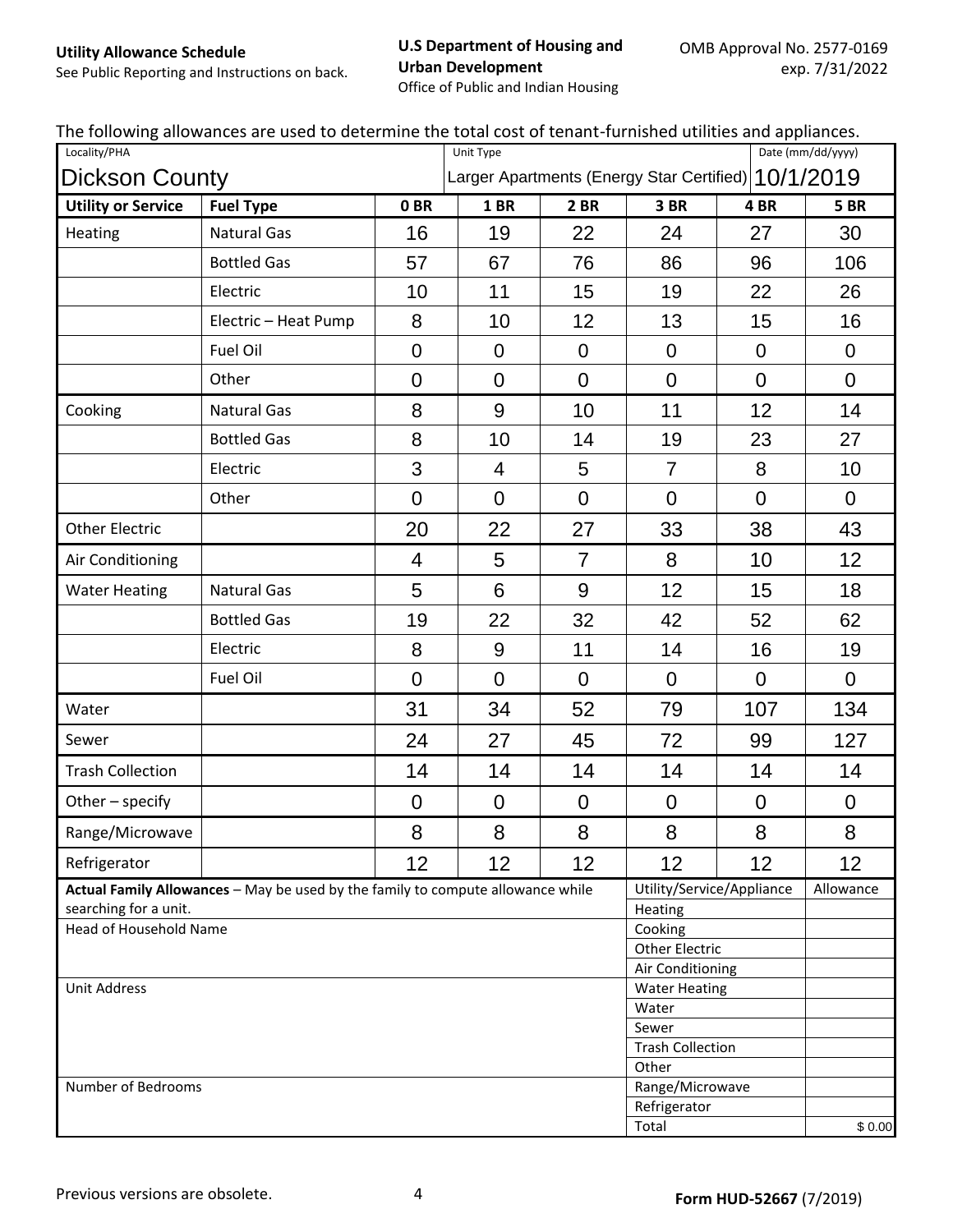**Utility Allowance Schedule**

See Public Reporting and Instructions on back.

**U.S Department of Housing and Urban Development**

Office of Public and Indian Housing

OMB Approval No. 2577-0169
exp. 7/31/2022

The following allowances are used to determine the total cost of tenant-furnished utilities and appliances.

| Locality/PHA | | Unit Type | | | | Date (mm/dd/yyyy) | |
|---|---|---|---|---|---|---|---|
| Dickson County | | Larger Apartments (Energy Star Certified) | | | | 10/1/2019 | |
| **Utility or Service** | **Fuel Type** | **0 BR** | **1 BR** | **2 BR** | **3 BR** | **4 BR** | **5 BR** |
| Heating | Natural Gas | 16 | 19 | 22 | 24 | 27 | 30 |
| | Bottled Gas | 57 | 67 | 76 | 86 | 96 | 106 |
| | Electric | 10 | 11 | 15 | 19 | 22 | 26 |
| | Electric – Heat Pump | 8 | 10 | 12 | 13 | 15 | 16 |
| | Fuel Oil | 0 | 0 | 0 | 0 | 0 | 0 |
| | Other | 0 | 0 | 0 | 0 | 0 | 0 |
| Cooking | Natural Gas | 8 | 9 | 10 | 11 | 12 | 14 |
| | Bottled Gas | 8 | 10 | 14 | 19 | 23 | 27 |
| | Electric | 3 | 4 | 5 | 7 | 8 | 10 |
| | Other | 0 | 0 | 0 | 0 | 0 | 0 |
| Other Electric | | 20 | 22 | 27 | 33 | 38 | 43 |
| Air Conditioning | | 4 | 5 | 7 | 8 | 10 | 12 |
| Water Heating | Natural Gas | 5 | 6 | 9 | 12 | 15 | 18 |
| | Bottled Gas | 19 | 22 | 32 | 42 | 52 | 62 |
| | Electric | 8 | 9 | 11 | 14 | 16 | 19 |
| | Fuel Oil | 0 | 0 | 0 | 0 | 0 | 0 |
| Water | | 31 | 34 | 52 | 79 | 107 | 134 |
| Sewer | | 24 | 27 | 45 | 72 | 99 | 127 |
| Trash Collection | | 14 | 14 | 14 | 14 | 14 | 14 |
| Other – specify | | 0 | 0 | 0 | 0 | 0 | 0 |
| Range/Microwave | | 8 | 8 | 8 | 8 | 8 | 8 |
| Refrigerator | | 12 | 12 | 12 | 12 | 12 | 12 |

**Actual Family Allowances** – May be used by the family to compute allowance while searching for a unit.

Head of Household Name

Unit Address

Number of Bedrooms

| Utility/Service/Appliance | Allowance |
|---|---|
| Heating | |
| Cooking | |
| Other Electric | |
| Air Conditioning | |
| Water Heating | |
| Water | |
| Sewer | |
| Trash Collection | |
| Other | |
| Range/Microwave | |
| Refrigerator | |
| Total | $ 0.00 |

Previous versions are obsolete.

**Form HUD-52667** (7/2019)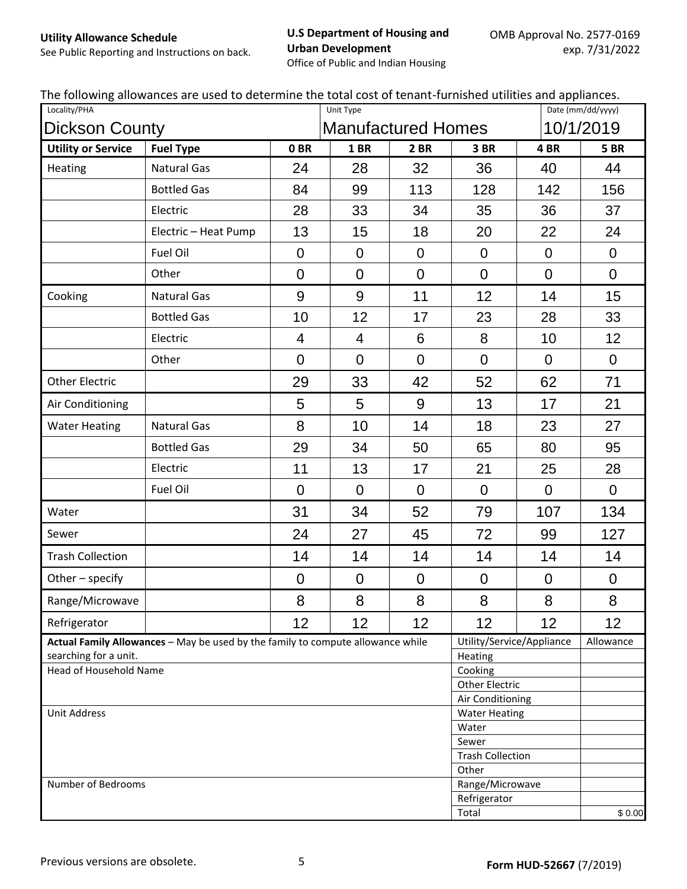**Utility Allowance Schedule**
See Public Reporting and Instructions on back.

**U.S Department of Housing and Urban Development**
Office of Public and Indian Housing

OMB Approval No. 2577-0169
exp. 7/31/2022

The following allowances are used to determine the total cost of tenant-furnished utilities and appliances.

| Locality/PHA | | Unit Type | | | | Date (mm/dd/yyyy) | |
|---|---|---|---|---|---|---|---|
| Dickson County | | Manufactured Homes | | | | 10/1/2019 | |
| **Utility or Service** | **Fuel Type** | **0 BR** | **1 BR** | **2 BR** | **3 BR** | **4 BR** | **5 BR** |
| Heating | Natural Gas | 24 | 28 | 32 | 36 | 40 | 44 |
| | Bottled Gas | 84 | 99 | 113 | 128 | 142 | 156 |
| | Electric | 28 | 33 | 34 | 35 | 36 | 37 |
| | Electric – Heat Pump | 13 | 15 | 18 | 20 | 22 | 24 |
| | Fuel Oil | 0 | 0 | 0 | 0 | 0 | 0 |
| | Other | 0 | 0 | 0 | 0 | 0 | 0 |
| Cooking | Natural Gas | 9 | 9 | 11 | 12 | 14 | 15 |
| | Bottled Gas | 10 | 12 | 17 | 23 | 28 | 33 |
| | Electric | 4 | 4 | 6 | 8 | 10 | 12 |
| | Other | 0 | 0 | 0 | 0 | 0 | 0 |
| Other Electric | | 29 | 33 | 42 | 52 | 62 | 71 |
| Air Conditioning | | 5 | 5 | 9 | 13 | 17 | 21 |
| Water Heating | Natural Gas | 8 | 10 | 14 | 18 | 23 | 27 |
| | Bottled Gas | 29 | 34 | 50 | 65 | 80 | 95 |
| | Electric | 11 | 13 | 17 | 21 | 25 | 28 |
| | Fuel Oil | 0 | 0 | 0 | 0 | 0 | 0 |
| Water | | 31 | 34 | 52 | 79 | 107 | 134 |
| Sewer | | 24 | 27 | 45 | 72 | 99 | 127 |
| Trash Collection | | 14 | 14 | 14 | 14 | 14 | 14 |
| Other – specify | | 0 | 0 | 0 | 0 | 0 | 0 |
| Range/Microwave | | 8 | 8 | 8 | 8 | 8 | 8 |
| Refrigerator | | 12 | 12 | 12 | 12 | 12 | 12 |

**Actual Family Allowances** – May be used by the family to compute allowance while searching for a unit.

Head of Household Name

Unit Address

Number of Bedrooms

| Utility/Service/Appliance | Allowance |
|---|---|
| Heating | |
| Cooking | |
| Other Electric | |
| Air Conditioning | |
| Water Heating | |
| Water | |
| Sewer | |
| Trash Collection | |
| Other | |
| Range/Microwave | |
| Refrigerator | |
| Total | $ 0.00 |

Previous versions are obsolete.

**Form HUD-52667** (7/2019)